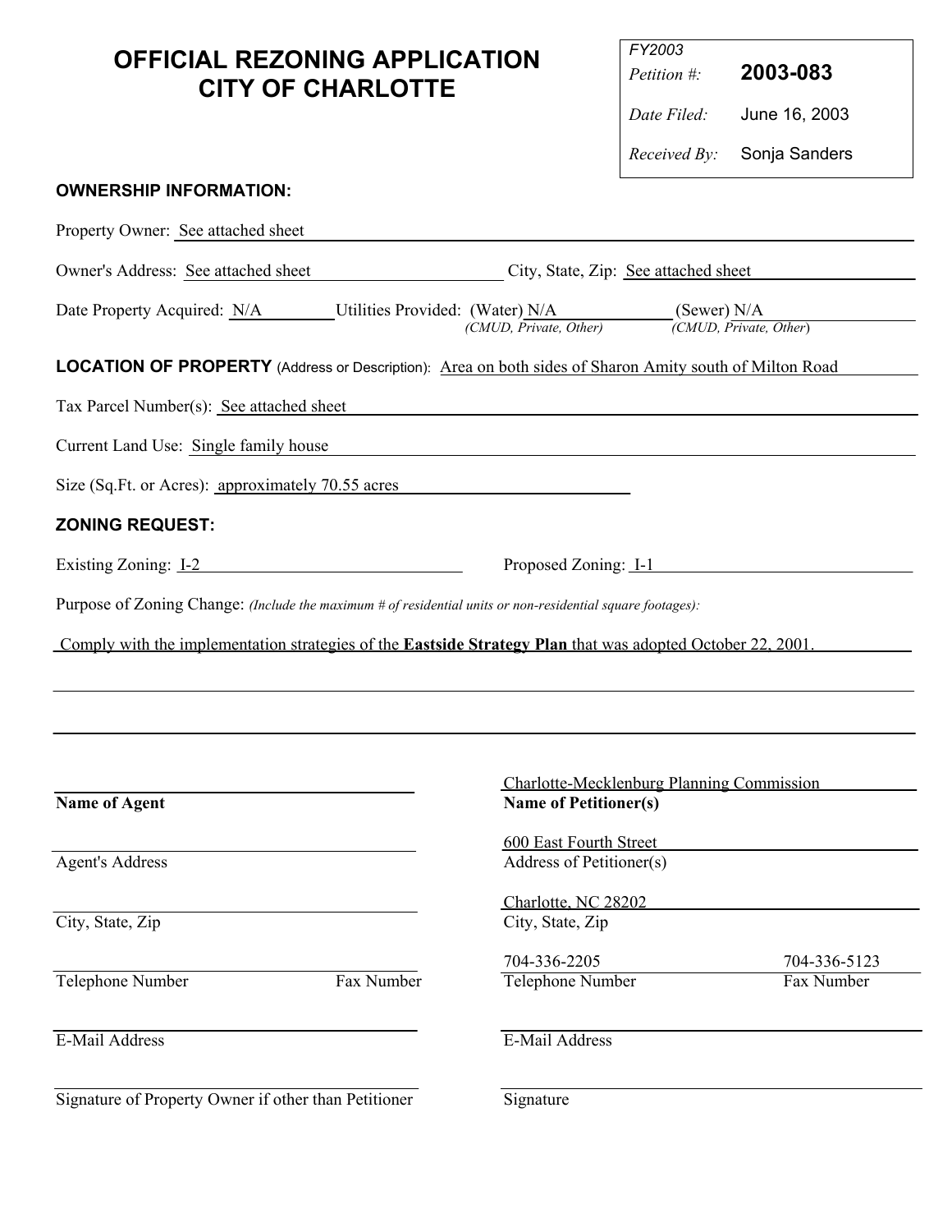# OFFICIAL REZONING APPLICATION
# CITY OF CHARLOTTE

*FY2003*
*Petition #:* **2003-083**
*Date Filed:* June 16, 2003
*Received By:* Sonja Sanders

**OWNERSHIP INFORMATION:**

Property Owner: See attached sheet

Owner's Address: See attached sheet City, State, Zip: See attached sheet

Date Property Acquired: N/A Utilities Provided: (Water) N/A *(CMUD, Private, Other)* (Sewer) N/A *(CMUD, Private, Other)*

**LOCATION OF PROPERTY** (Address or Description): Area on both sides of Sharon Amity south of Milton Road

Tax Parcel Number(s): See attached sheet

Current Land Use: Single family house

Size (Sq.Ft. or Acres): approximately 70.55 acres

**ZONING REQUEST:**

Existing Zoning: I-2 Proposed Zoning: I-1

Purpose of Zoning Change: *(Include the maximum # of residential units or non-residential square footages):*

Comply with the implementation strategies of the **Eastside Strategy Plan** that was adopted October 22, 2001.

| | |
|---|---|
| **Name of Agent** | Charlotte-Mecklenburg Planning Commission<br>**Name of Petitioner(s)** |
| Agent's Address | 600 East Fourth Street<br>Address of Petitioner(s) |
| City, State, Zip | Charlotte, NC 28202<br>City, State, Zip |
| Telephone Number / Fax Number | 704-336-2205 / 704-336-5123<br>Telephone Number / Fax Number |
| E-Mail Address | E-Mail Address |
| Signature of Property Owner if other than Petitioner | Signature |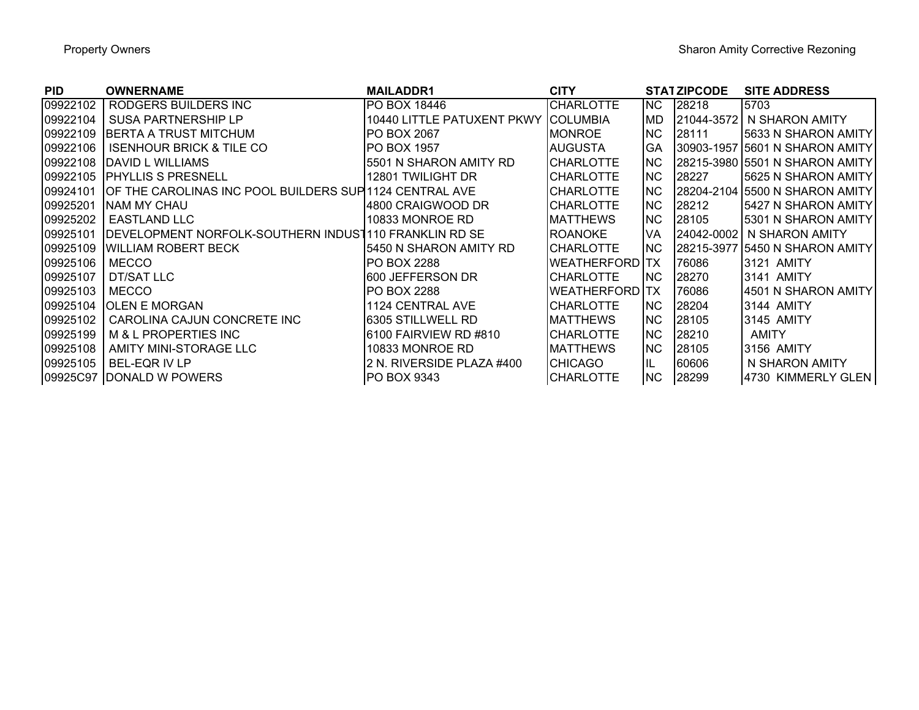| PID | OWNERNAME | MAILADDR1 | CITY | STAT | ZIPCODE | SITE ADDRESS |
|---|---|---|---|---|---|---|
| 09922102 | RODGERS BUILDERS INC | PO BOX 18446 | CHARLOTTE | NC | 28218 | 5703 |
| 09922104 | SUSA PARTNERSHIP LP | 10440 LITTLE PATUXENT PKWY | COLUMBIA | MD | 21044-3572 | N SHARON AMITY |
| 09922109 | BERTA A TRUST MITCHUM | PO BOX 2067 | MONROE | NC | 28111 | 5633 N SHARON AMITY |
| 09922106 | ISENHOUR BRICK & TILE CO | PO BOX 1957 | AUGUSTA | GA | 30903-1957 | 5601 N SHARON AMITY |
| 09922108 | DAVID L WILLIAMS | 5501 N SHARON AMITY RD | CHARLOTTE | NC | 28215-3980 | 5501 N SHARON AMITY |
| 09922105 | PHYLLIS S PRESNELL | 12801 TWILIGHT DR | CHARLOTTE | NC | 28227 | 5625 N SHARON AMITY |
| 09924101 | OF THE CAROLINAS INC POOL BUILDERS SUP | 1124 CENTRAL AVE | CHARLOTTE | NC | 28204-2104 | 5500 N SHARON AMITY |
| 09925201 | NAM MY CHAU | 4800 CRAIGWOOD DR | CHARLOTTE | NC | 28212 | 5427 N SHARON AMITY |
| 09925202 | EASTLAND LLC | 10833 MONROE RD | MATTHEWS | NC | 28105 | 5301 N SHARON AMITY |
| 09925101 | DEVELOPMENT NORFOLK-SOUTHERN INDUST | 110 FRANKLIN RD SE | ROANOKE | VA | 24042-0002 | N SHARON AMITY |
| 09925109 | WILLIAM ROBERT BECK | 5450 N SHARON AMITY RD | CHARLOTTE | NC | 28215-3977 | 5450 N SHARON AMITY |
| 09925106 | MECCO | PO BOX 2288 | WEATHERFORD | TX | 76086 | 3121 AMITY |
| 09925107 | DT/SAT LLC | 600 JEFFERSON DR | CHARLOTTE | NC | 28270 | 3141 AMITY |
| 09925103 | MECCO | PO BOX 2288 | WEATHERFORD | TX | 76086 | 4501 N SHARON AMITY |
| 09925104 | OLEN E MORGAN | 1124 CENTRAL AVE | CHARLOTTE | NC | 28204 | 3144 AMITY |
| 09925102 | CAROLINA CAJUN CONCRETE INC | 6305 STILLWELL RD | MATTHEWS | NC | 28105 | 3145 AMITY |
| 09925199 | M & L PROPERTIES INC | 6100 FAIRVIEW RD #810 | CHARLOTTE | NC | 28210 | AMITY |
| 09925108 | AMITY MINI-STORAGE LLC | 10833 MONROE RD | MATTHEWS | NC | 28105 | 3156 AMITY |
| 09925105 | BEL-EQR IV LP | 2 N. RIVERSIDE PLAZA #400 | CHICAGO | IL | 60606 | N SHARON AMITY |
| 09925C97 | DONALD W POWERS | PO BOX 9343 | CHARLOTTE | NC | 28299 | 4730 KIMMERLY GLEN |